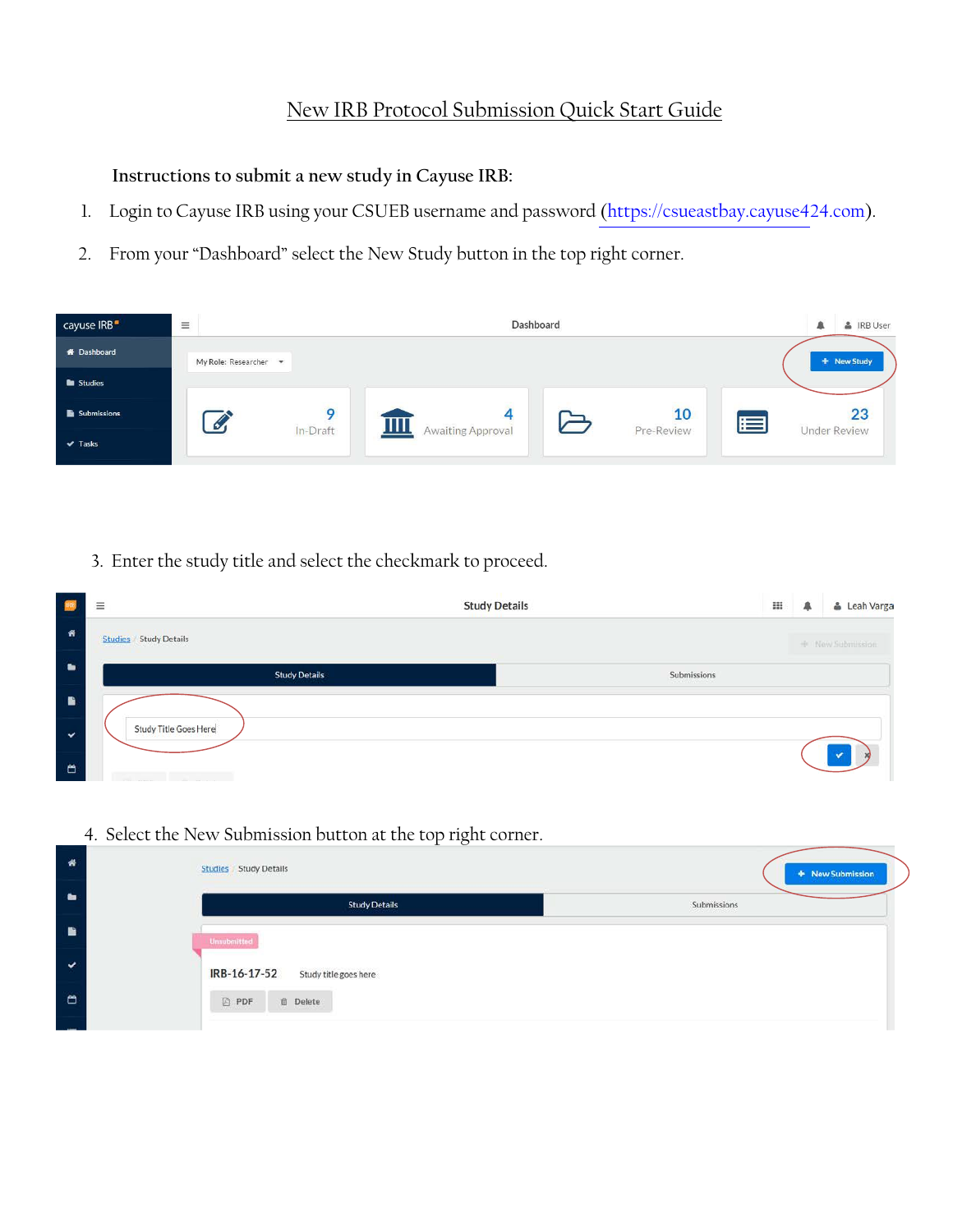# New IRB Protocol Submission Quick Start Guide

**Instructions to submit a new study in Cayuse IRB:**

1. Login to Cayuse IRB using your CSUEB username and password (https://csueastbay.cayuse424.com).

2. From your "Dashboard" select the New Study button in the top right corner.

3. Enter the study title and select the checkmark to proceed.

4. Select the New Submission button at the top right corner.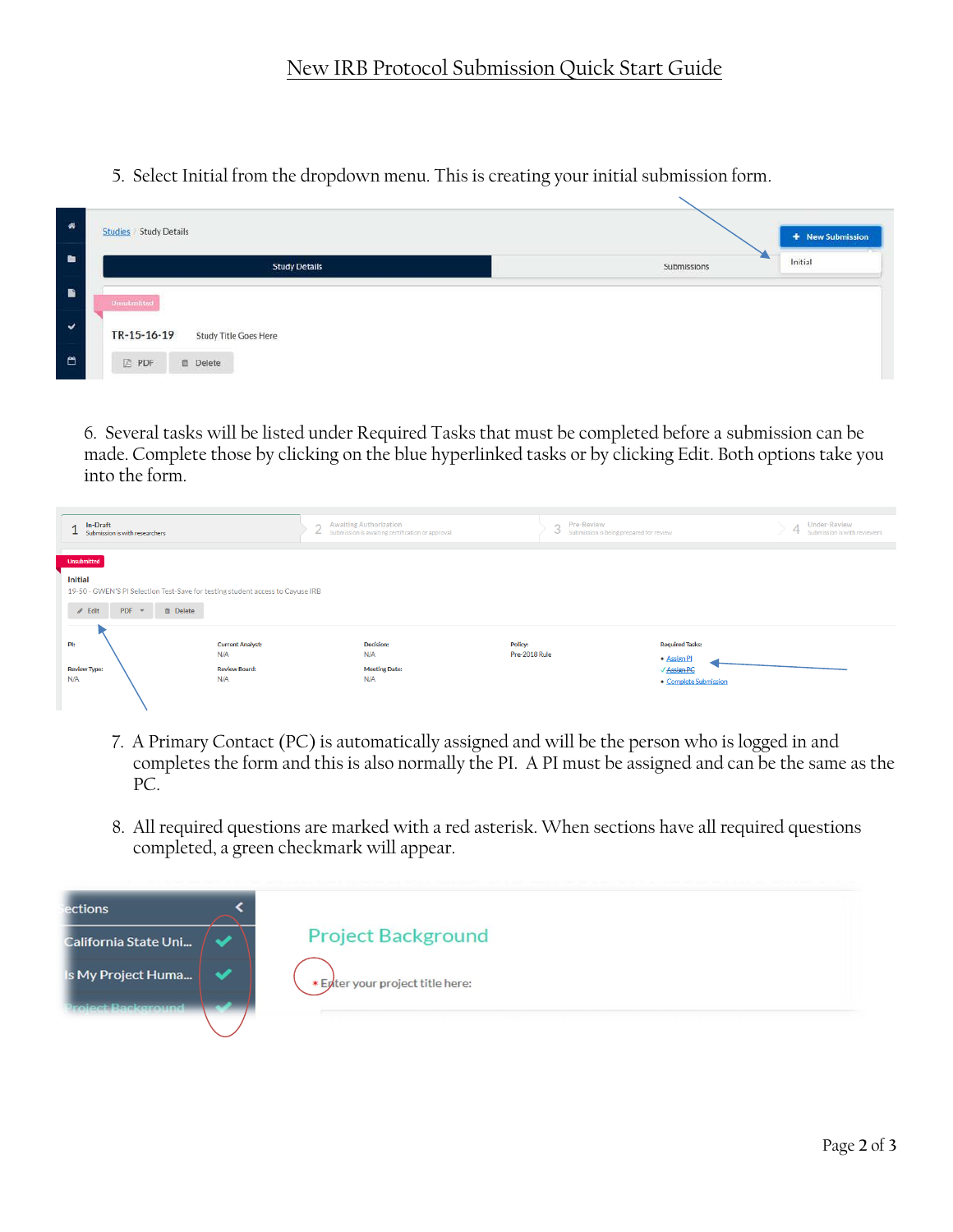# New IRB Protocol Submission Quick Start Guide

5. Select Initial from the dropdown menu. This is creating your initial submission form.

6. Several tasks will be listed under Required Tasks that must be completed before a submission can be made. Complete those by clicking on the blue hyperlinked tasks or by clicking Edit. Both options take you into the form.

7. A Primary Contact (PC) is automatically assigned and will be the person who is logged in and completes the form and this is also normally the PI. A PI must be assigned and can be the same as the PC.

8. All required questions are marked with a red asterisk. When sections have all required questions completed, a green checkmark will appear.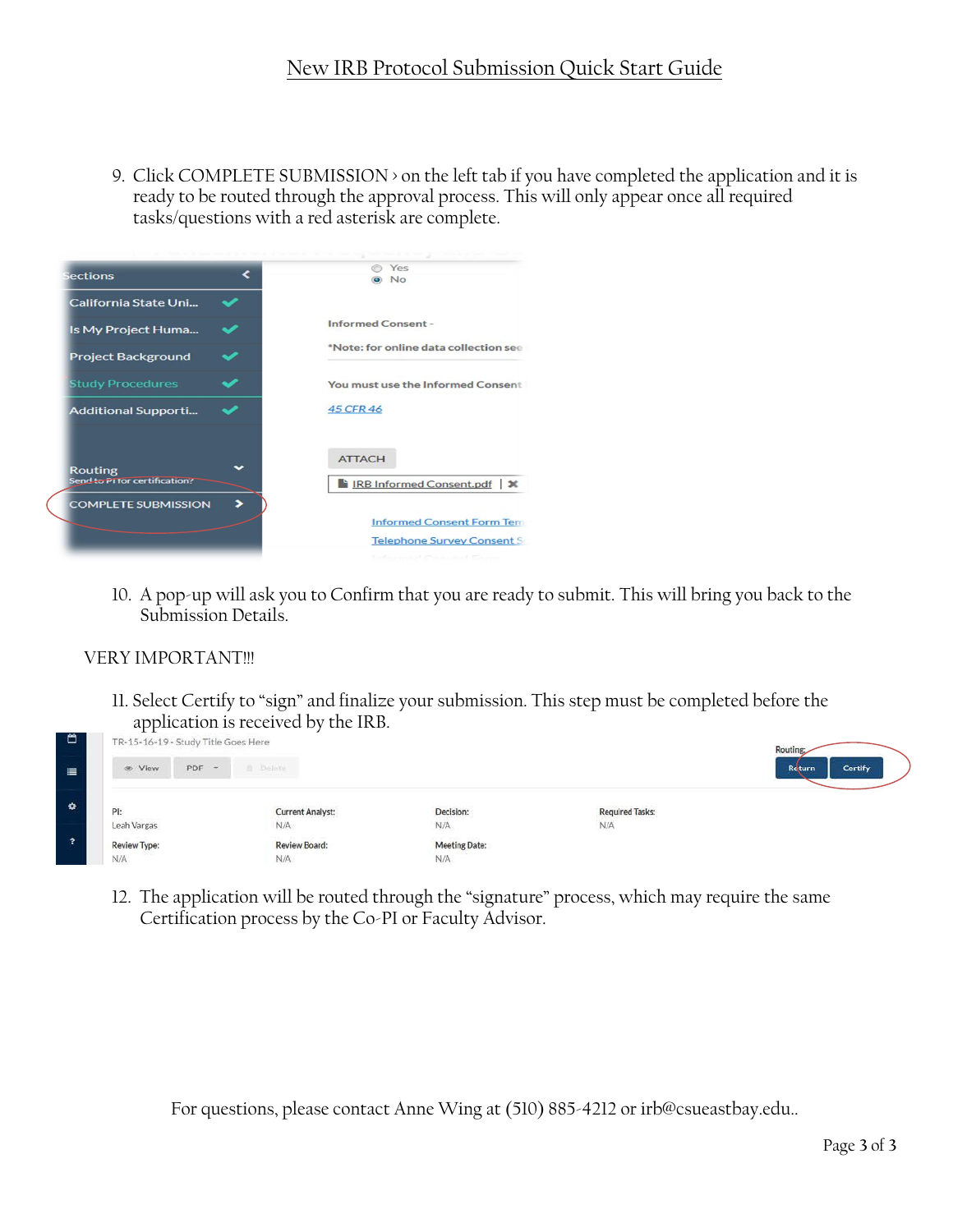9. Click COMPLETE SUBMISSION › on the left tab if you have completed the application and it is ready to be routed through the approval process. This will only appear once all required tasks/questions with a red asterisk are complete.

10. A pop-up will ask you to Confirm that you are ready to submit. This will bring you back to the Submission Details.

VERY IMPORTANT!!!

11. Select Certify to "sign" and finalize your submission. This step must be completed before the application is received by the IRB.

12. The application will be routed through the "signature" process, which may require the same Certification process by the Co-PI or Faculty Advisor.

For questions, please contact Anne Wing at (510) 885-4212 or irb@csueastbay.edu..